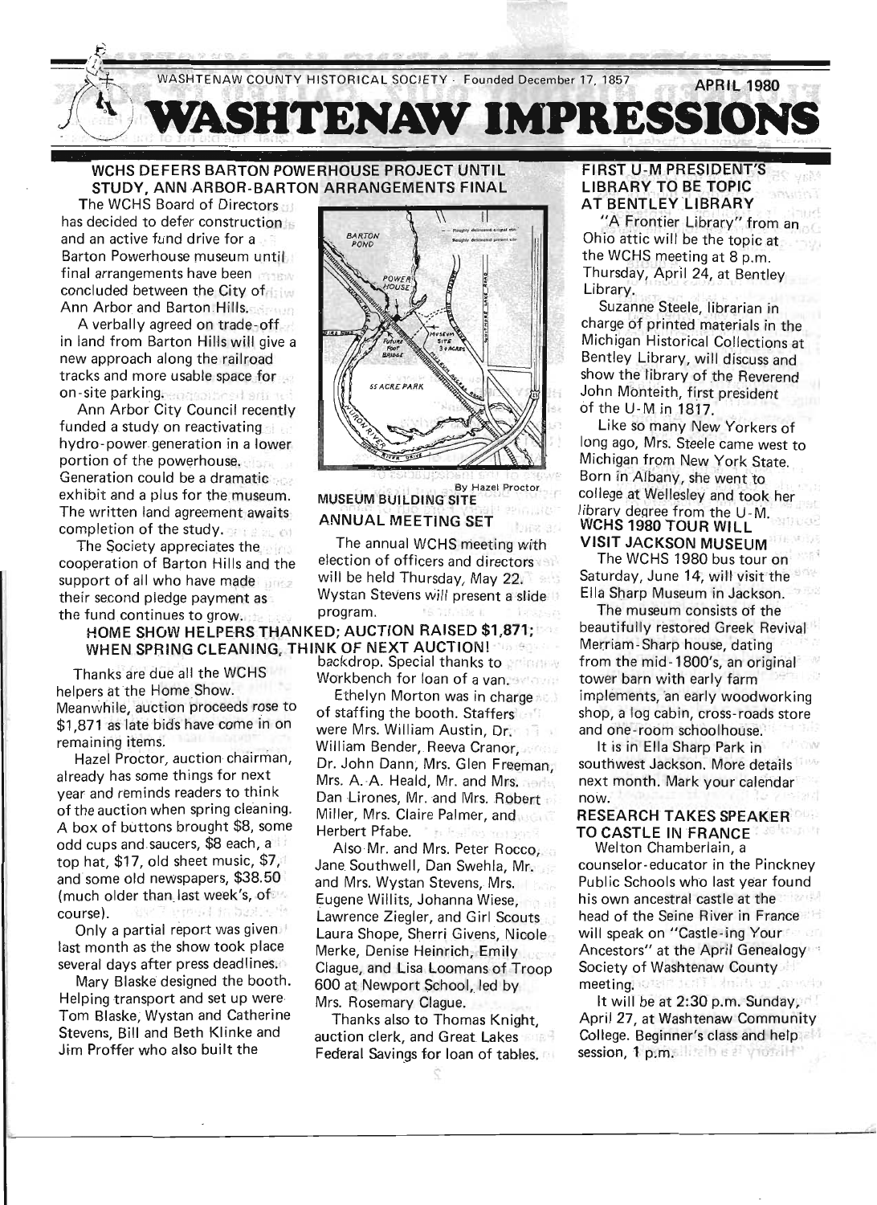WASHTENAW COUNTY HISTORICAL SOCIETY · Founded December 17, 1857 APRIL 1980

# WASHTENAW IMPRESSIONS

## WCHS DEFERS BARTON POWERHOUSE PROJECT UNTIL STUDY, ANN ARBOR-BARTON ARRANGEMENTS FINAL

The WCHS Board of Directors has decided to defer construction and an active fund drive for a Barton Powerhouse museum until final arrangements have been concluded between the City of Ann Arbor and Barton Hills.

A verbally agreed on trade-off in land from Barton Hills will give a new approach along the railroad tracks and more usable space for on-site parking.

Ann Arbor City Council recently funded a study on reactivating hydro-power generation in a lower portion of the powerhouse. Generation could be a dramatic exhibit and a plus for the museum. The written land agreement awaits completion of the study.

The Society appreciates the cooperation of Barton Hills and the support of all who have made their second pledge payment as the fund continues to grow.

By Hazel Proctor

**MUSEUM BUILDING SITE**

## ANNUAL MEETING SET

The annual WCHS meeting with election of officers and directors will be held Thursday, May 22. Wystan Stevens will present a slide program.

## HOME SHOW HELPERS THANKED; AUCTION RAISED $1,871; WHEN SPRING CLEANING, THINK OF NEXT AUCTION!

Thanks are due all the WCHS helpers at the Home Show. Meanwhile, auction proceeds rose to $1,871 as late bids have come in on remaining items.

Hazel Proctor, auction chairman, already has some things for next year and reminds readers to think of the auction when spring cleaning. A box of buttons brought $8, some odd cups and saucers, $8 each, a top hat, $17, old sheet music, $7, and some old newspapers, $38.50 (much older than last week's, of course).

Only a partial report was given last month as the show took place several days after press deadlines.

Mary Blaske designed the booth. Helping transport and set up were Tom Blaske, Wystan and Catherine Stevens, Bill and Beth Klinke and Jim Proffer who also built the backdrop. Special thanks to Workbench for loan of a van.

Ethelyn Morton was in charge of staffing the booth. Staffers were Mrs. William Austin, Dr. William Bender, Reeva Cranor, Dr. John Dann, Mrs. Glen Freeman, Mrs. A. A. Heald, Mr. and Mrs. Dan Lirones, Mr. and Mrs. Robert Miller, Mrs. Claire Palmer, and Herbert Pfabe.

Also Mr. and Mrs. Peter Rocco, Jane Southwell, Dan Swehla, Mr. and Mrs. Wystan Stevens, Mrs. Eugene Willits, Johanna Wiese, Lawrence Ziegler, and Girl Scouts Laura Shope, Sherri Givens, Nicole Merke, Denise Heinrich, Emily Clague, and Lisa Loomans of Troop 600 at Newport School, led by Mrs. Rosemary Clague.

Thanks also to Thomas Knight, auction clerk, and Great Lakes Federal Savings for loan of tables.

## FIRST U-M PRESIDENT'S LIBRARY TO BE TOPIC AT BENTLEY LIBRARY

"A Frontier Library" from an Ohio attic will be the topic at the WCHS meeting at 8 p.m. Thursday, April 24, at Bentley Library.

Suzanne Steele, librarian in charge of printed materials in the Michigan Historical Collections at Bentley Library, will discuss and show the library of the Reverend John Monteith, first president of the U-M in 1817.

Like so many New Yorkers of long ago, Mrs. Steele came west to Michigan from New York State. Born in Albany, she went to college at Wellesley and took her library degree from the U-M.

## WCHS 1980 TOUR WILL VISIT JACKSON MUSEUM

The WCHS 1980 bus tour on Saturday, June 14, will visit the Ella Sharp Museum in Jackson.

The museum consists of the beautifully restored Greek Revival Merriam-Sharp house, dating from the mid-1800's, an original tower barn with early farm implements, an early woodworking shop, a log cabin, cross-roads store and one-room schoolhouse.

It is in Ella Sharp Park in southwest Jackson. More details next month. Mark your calendar now.

## RESEARCH TAKES SPEAKER TO CASTLE IN FRANCE

Welton Chamberlain, a counselor-educator in the Pinckney Public Schools who last year found his own ancestral castle at the head of the Seine River in France will speak on "Castle-ing Your Ancestors" at the April Genealogy Society of Washtenaw County meeting.

It will be at 2:30 p.m. Sunday, April 27, at Washtenaw Community College. Beginner's class and help session, 1 p.m.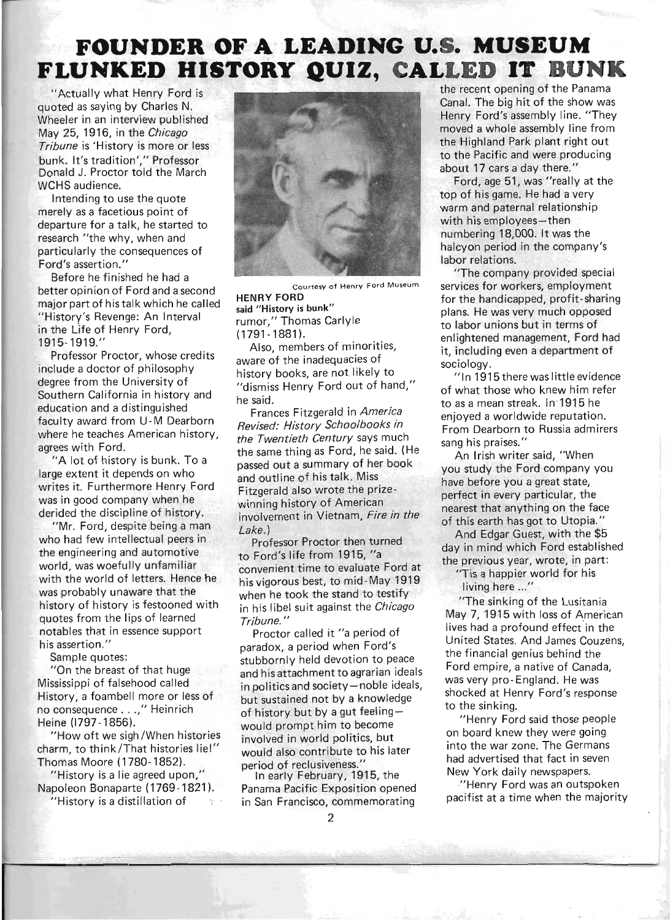# FOUNDER OF A LEADING U.S. MUSEUM FLUNKED HISTORY QUIZ, CALLED IT BUNK

"Actually what Henry Ford is quoted as saying by Charles N. Wheeler in an interview published May 25, 1916, in the *Chicago Tribune* is 'History is more or less bunk. It's tradition'," Professor Donald J. Proctor told the March WCHS audience.

Intending to use the quote merely as a facetious point of departure for a talk, he started to research "the why, when and particularly the consequences of Ford's assertion."

Before he finished he had a better opinion of Ford and a second major part of his talk which he called "History's Revenge: An Interval in the Life of Henry Ford, 1915-1919."

Professor Proctor, whose credits include a doctor of philosophy degree from the University of Southern California in history and education and a distinguished faculty award from U-M Dearborn where he teaches American history, agrees with Ford.

"A lot of history is bunk. To a large extent it depends on who writes it. Furthermore Henry Ford was in good company when he derided the discipline of history.

"Mr. Ford, despite being a man who had few intellectual peers in the engineering and automotive world, was woefully unfamiliar with the world of letters. Hence he was probably unaware that the history of history is festooned with quotes from the lips of learned notables that in essence support his assertion."

Sample quotes:

"On the breast of that huge Mississippi of falsehood called History, a foamball more or less of no consequence . . .," Heinrich Heine (1797-1856).

"How oft we sigh/When histories charm, to think/That histories lie!" Thomas Moore (1780-1852).

"History is a lie agreed upon," Napoleon Bonaparte (1769-1821).

"History is a distillation of rumor," Thomas Carlyle (1791-1881).

Courtesy of Henry Ford Museum

**HENRY FORD said "History is bunk"**

Also, members of minorities, aware of the inadequacies of history books, are not likely to "dismiss Henry Ford out of hand," he said.

Frances Fitzgerald in *America Revised: History Schoolbooks in the Twentieth Century* says much the same thing as Ford, he said. (He passed out a summary of her book and outline of his talk. Miss Fitzgerald also wrote the prize-winning history of American involvement in Vietnam, *Fire in the Lake*.)

Professor Proctor then turned to Ford's life from 1915, "a convenient time to evaluate Ford at his vigorous best, to mid-May 1919 when he took the stand to testify in his libel suit against the *Chicago Tribune*."

Proctor called it "a period of paradox, a period when Ford's stubbornly held devotion to peace and his attachment to agrarian ideals in politics and society—noble ideals, but sustained not by a knowledge of history but by a gut feeling—would prompt him to become involved in world politics, but would also contribute to his later period of reclusiveness."

In early February, 1915, the Panama Pacific Exposition opened in San Francisco, commemorating the recent opening of the Panama Canal. The big hit of the show was Henry Ford's assembly line. "They moved a whole assembly line from the Highland Park plant right out to the Pacific and were producing about 17 cars a day there."

Ford, age 51, was "really at the top of his game. He had a very warm and paternal relationship with his employees—then numbering 18,000. It was the halcyon period in the company's labor relations.

"The company provided special services for workers, employment for the handicapped, profit-sharing plans. He was very much opposed to labor unions but in terms of enlightened management, Ford had it, including even a department of sociology.

"In 1915 there was little evidence of what those who knew him refer to as a mean streak. In 1915 he enjoyed a worldwide reputation. From Dearborn to Russia admirers sang his praises."

An Irish writer said, "When you study the Ford company you have before you a great state, perfect in every particular, the nearest that anything on the face of this earth has got to Utopia."

And Edgar Guest, with the $5 day in mind which Ford established the previous year, wrote, in part:

"Tis a happier world for his living here ..."

"The sinking of the Lusitania May 7, 1915 with loss of American lives had a profound effect in the United States. And James Couzens, the financial genius behind the Ford empire, a native of Canada, was very pro-England. He was shocked at Henry Ford's response to the sinking.

"Henry Ford said those people on board knew they were going into the war zone. The Germans had advertised that fact in seven New York daily newspapers.

"Henry Ford was an outspoken pacifist at a time when the majority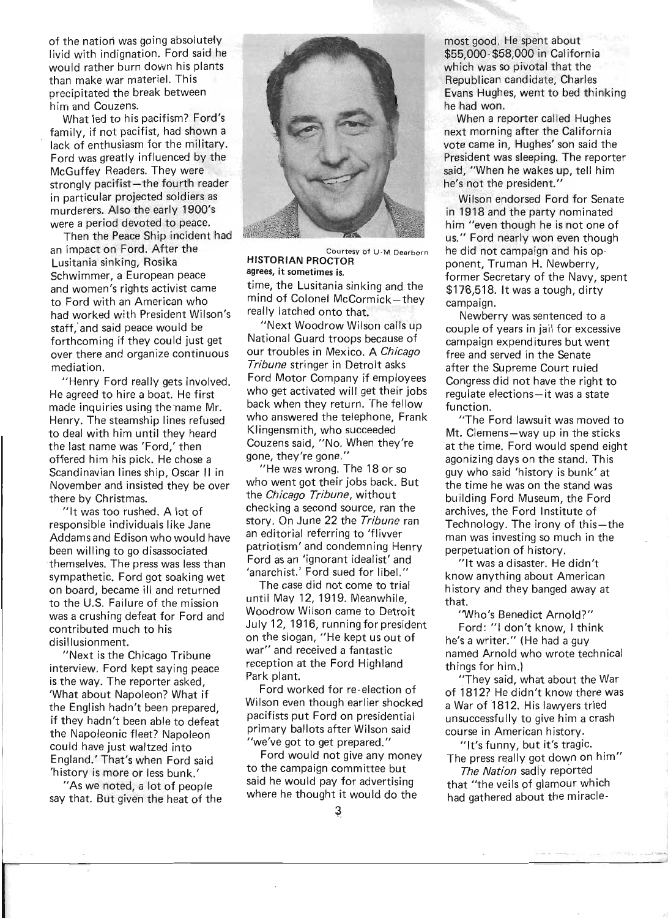of the nation was going absolutely livid with indignation. Ford said he would rather burn down his plants than make war materiel. This precipitated the break between him and Couzens.

What led to his pacifism? Ford's family, if not pacifist, had shown a lack of enthusiasm for the military. Ford was greatly influenced by the McGuffey Readers. They were strongly pacifist—the fourth reader in particular projected soldiers as murderers. Also the early 1900's were a period devoted to peace.

Then the Peace Ship incident had an impact on Ford. After the Lusitania sinking, Rosika Schwimmer, a European peace and women's rights activist came to Ford with an American who had worked with President Wilson's staff, and said peace would be forthcoming if they could just get over there and organize continuous mediation.

"Henry Ford really gets involved. He agreed to hire a boat. He first made inquiries using the name Mr. Henry. The steamship lines refused to deal with him until they heard the last name was 'Ford,' then offered him his pick. He chose a Scandinavian lines ship, Oscar II in November and insisted they be over there by Christmas.

"It was too rushed. A lot of responsible individuals like Jane Addams and Edison who would have been willing to go disassociated themselves. The press was less than sympathetic. Ford got soaking wet on board, became ill and returned to the U.S. Failure of the mission was a crushing defeat for Ford and contributed much to his disillusionment.

"Next is the Chicago Tribune interview. Ford kept saying peace is the way. The reporter asked, 'What about Napoleon? What if the English hadn't been prepared, if they hadn't been able to defeat the Napoleonic fleet? Napoleon could have just waltzed into England.' That's when Ford said 'history is more or less bunk.'

"As we noted, a lot of people say that. But given the heat of the

Courtesy of U-M Dearborn

**HISTORIAN PROCTOR agrees, it sometimes is.**

time, the Lusitania sinking and the mind of Colonel McCormick—they really latched onto that.

"Next Woodrow Wilson calls up National Guard troops because of our troubles in Mexico. A *Chicago Tribune* stringer in Detroit asks Ford Motor Company if employees who get activated will get their jobs back when they return. The fellow who answered the telephone, Frank Klingensmith, who succeeded Couzens said, "No. When they're gone, they're gone."

"He was wrong. The 18 or so who went got their jobs back. But the *Chicago Tribune*, without checking a second source, ran the story. On June 22 the *Tribune* ran an editorial referring to 'flivver patriotism' and condemning Henry Ford as an 'ignorant idealist' and 'anarchist.' Ford sued for libel."

The case did not come to trial until May 12, 1919. Meanwhile, Woodrow Wilson came to Detroit July 12, 1916, running for president on the slogan, "He kept us out of war" and received a fantastic reception at the Ford Highland Park plant.

Ford worked for re-election of Wilson even though earlier shocked pacifists put Ford on presidential primary ballots after Wilson said "we've got to get prepared."

Ford would not give any money to the campaign committee but said he would pay for advertising where he thought it would do the most good. He spent about \$55,000-\$58,000 in California which was so pivotal that the Republican candidate, Charles Evans Hughes, went to bed thinking he had won.

When a reporter called Hughes next morning after the California vote came in, Hughes' son said the President was sleeping. The reporter said, "When he wakes up, tell him he's not the president."

Wilson endorsed Ford for Senate in 1918 and the party nominated him "even though he is not one of us." Ford nearly won even though he did not campaign and his opponent, Truman H. Newberry, former Secretary of the Navy, spent \$176,518. It was a tough, dirty campaign.

Newberry was sentenced to a couple of years in jail for excessive campaign expenditures but went free and served in the Senate after the Supreme Court ruled Congress did not have the right to regulate elections—it was a state function.

"The Ford lawsuit was moved to Mt. Clemens—way up in the sticks at the time. Ford would spend eight agonizing days on the stand. This guy who said 'history is bunk' at the time he was on the stand was building Ford Museum, the Ford archives, the Ford Institute of Technology. The irony of this—the man was investing so much in the perpetuation of history.

"It was a disaster. He didn't know anything about American history and they banged away at that.

"Who's Benedict Arnold?"

Ford: "I don't know, I think he's a writer." (He had a guy named Arnold who wrote technical things for him.)

"They said, what about the War of 1812? He didn't know there was a War of 1812. His lawyers tried unsuccessfully to give him a crash course in American history.

"It's funny, but it's tragic. The press really got down on him"

*The Nation* sadly reported that "the veils of glamour which had gathered about the miracle-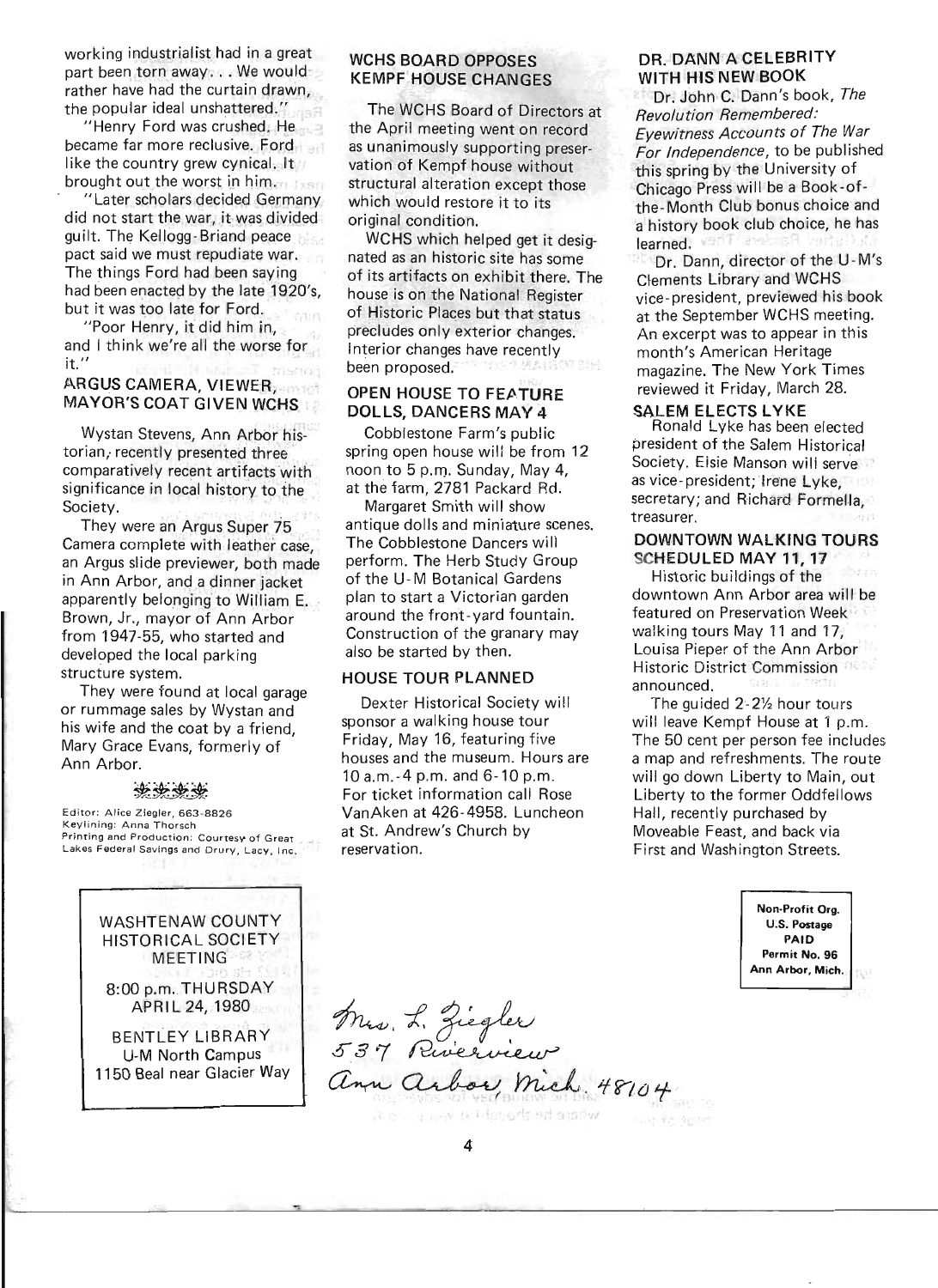working industrialist had in a great part been torn away. . . We would rather have had the curtain drawn, the popular ideal unshattered."

"Henry Ford was crushed. He became far more reclusive. Ford like the country grew cynical. It brought out the worst in him.

"Later scholars decided Germany did not start the war, it was divided guilt. The Kellogg-Briand peace pact said we must repudiate war. The things Ford had been saying had been enacted by the late 1920's, but it was too late for Ford.

"Poor Henry, it did him in, and I think we're all the worse for it."

### ARGUS CAMERA, VIEWER, MAYOR'S COAT GIVEN WCHS

Wystan Stevens, Ann Arbor historian, recently presented three comparatively recent artifacts with significance in local history to the Society.

They were an Argus Super 75 Camera complete with leather case, an Argus slide previewer, both made in Ann Arbor, and a dinner jacket apparently belonging to William E. Brown, Jr., mayor of Ann Arbor from 1947-55, who started and developed the local parking structure system.

They were found at local garage or rummage sales by Wystan and his wife and the coat by a friend, Mary Grace Evans, formerly of Ann Arbor.

Editor: Alice Ziegler, 663-8826
Keylining: Anna Thorsch
Printing and Production: Courtesy of Great Lakes Federal Savings and Drury, Lacy, Inc.

### WCHS BOARD OPPOSES KEMPF HOUSE CHANGES

The WCHS Board of Directors at the April meeting went on record as unanimously supporting preservation of Kempf house without structural alteration except those which would restore it to its original condition.

WCHS which helped get it designated as an historic site has some of its artifacts on exhibit there. The house is on the National Register of Historic Places but that status precludes only exterior changes. Interior changes have recently been proposed.

### OPEN HOUSE TO FEATURE DOLLS, DANCERS MAY 4

Cobblestone Farm's public spring open house will be from 12 noon to 5 p.m. Sunday, May 4, at the farm, 2781 Packard Rd.

Margaret Smith will show antique dolls and miniature scenes. The Cobblestone Dancers will perform. The Herb Study Group of the U-M Botanical Gardens plan to start a Victorian garden around the front-yard fountain. Construction of the granary may also be started by then.

### HOUSE TOUR PLANNED

Dexter Historical Society will sponsor a walking house tour Friday, May 16, featuring five houses and the museum. Hours are 10 a.m.-4 p.m. and 6-10 p.m. For ticket information call Rose VanAken at 426-4958. Luncheon at St. Andrew's Church by reservation.

### DR. DANN A CELEBRITY WITH HIS NEW BOOK

Dr. John C. Dann's book, *The Revolution Remembered: Eyewitness Accounts of The War For Independence*, to be published this spring by the University of Chicago Press will be a Book-of-the-Month Club bonus choice and a history book club choice, he has learned.

Dr. Dann, director of the U-M's Clements Library and WCHS vice-president, previewed his book at the September WCHS meeting. An excerpt was to appear in this month's American Heritage magazine. The New York Times reviewed it Friday, March 28.

### SALEM ELECTS LYKE

Ronald Lyke has been elected president of the Salem Historical Society. Elsie Manson will serve as vice-president; Irene Lyke, secretary; and Richard Formella, treasurer.

### DOWNTOWN WALKING TOURS SCHEDULED MAY 11, 17

Historic buildings of the downtown Ann Arbor area will be featured on Preservation Week walking tours May 11 and 17, Louisa Pieper of the Ann Arbor Historic District Commission announced.

The guided 2-2½ hour tours will leave Kempf House at 1 p.m. The 50 cent per person fee includes a map and refreshments. The route will go down Liberty to Main, out Liberty to the former Oddfellows Hall, recently purchased by Moveable Feast, and back via First and Washington Streets.

WASHTENAW COUNTY HISTORICAL SOCIETY MEETING

8:00 p.m. THURSDAY APRIL 24, 1980

BENTLEY LIBRARY
U-M North Campus
1150 Beal near Glacier Way

Mrs. L. Ziegler
537 Riverview
Ann Arbor, Mich. 48104

Non-Profit Org.
U.S. Postage
PAID
Permit No. 96
Ann Arbor, Mich.